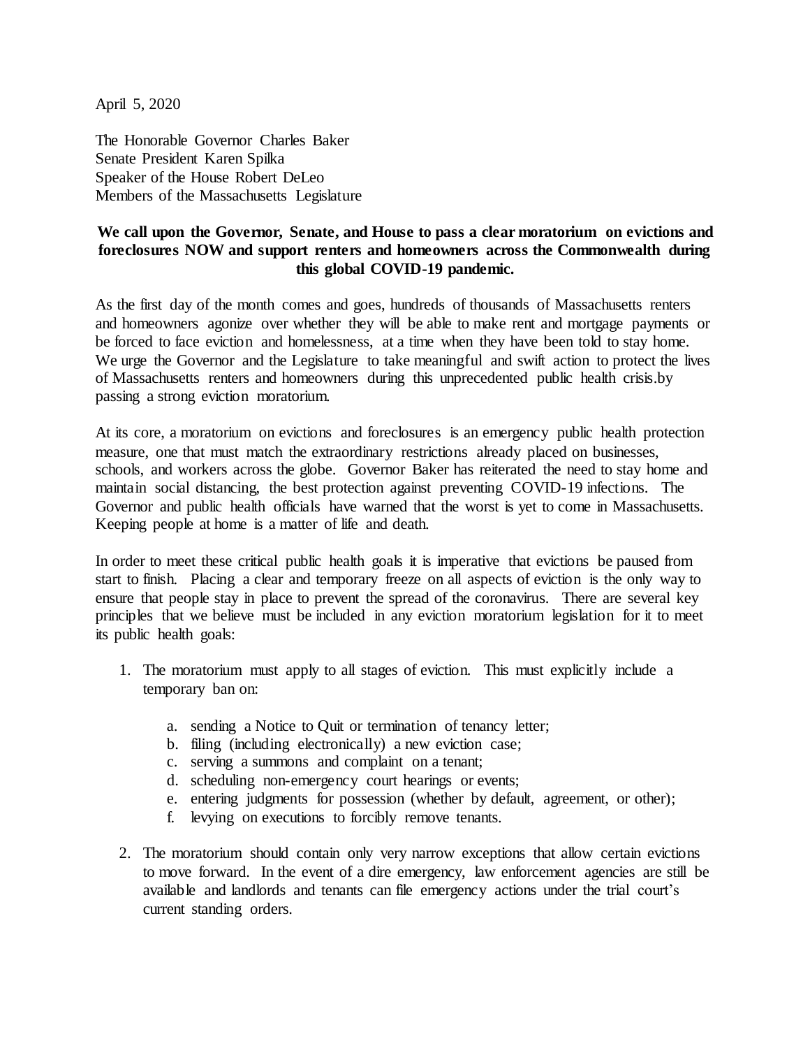April 5, 2020

The Honorable Governor Charles Baker
Senate President Karen Spilka
Speaker of the House Robert DeLeo
Members of the Massachusetts Legislature

**We call upon the Governor, Senate, and House to pass a clear moratorium on evictions and foreclosures NOW and support renters and homeowners across the Commonwealth during this global COVID-19 pandemic.**

As the first day of the month comes and goes, hundreds of thousands of Massachusetts renters and homeowners agonize over whether they will be able to make rent and mortgage payments or be forced to face eviction and homelessness, at a time when they have been told to stay home. We urge the Governor and the Legislature to take meaningful and swift action to protect the lives of Massachusetts renters and homeowners during this unprecedented public health crisis.by passing a strong eviction moratorium.

At its core, a moratorium on evictions and foreclosures is an emergency public health protection measure, one that must match the extraordinary restrictions already placed on businesses, schools, and workers across the globe. Governor Baker has reiterated the need to stay home and maintain social distancing, the best protection against preventing COVID-19 infections. The Governor and public health officials have warned that the worst is yet to come in Massachusetts. Keeping people at home is a matter of life and death.

In order to meet these critical public health goals it is imperative that evictions be paused from start to finish. Placing a clear and temporary freeze on all aspects of eviction is the only way to ensure that people stay in place to prevent the spread of the coronavirus. There are several key principles that we believe must be included in any eviction moratorium legislation for it to meet its public health goals:

1. The moratorium must apply to all stages of eviction. This must explicitly include a temporary ban on:
    a. sending a Notice to Quit or termination of tenancy letter;
    b. filing (including electronically) a new eviction case;
    c. serving a summons and complaint on a tenant;
    d. scheduling non-emergency court hearings or events;
    e. entering judgments for possession (whether by default, agreement, or other);
    f. levying on executions to forcibly remove tenants.

2. The moratorium should contain only very narrow exceptions that allow certain evictions to move forward. In the event of a dire emergency, law enforcement agencies are still be available and landlords and tenants can file emergency actions under the trial court's current standing orders.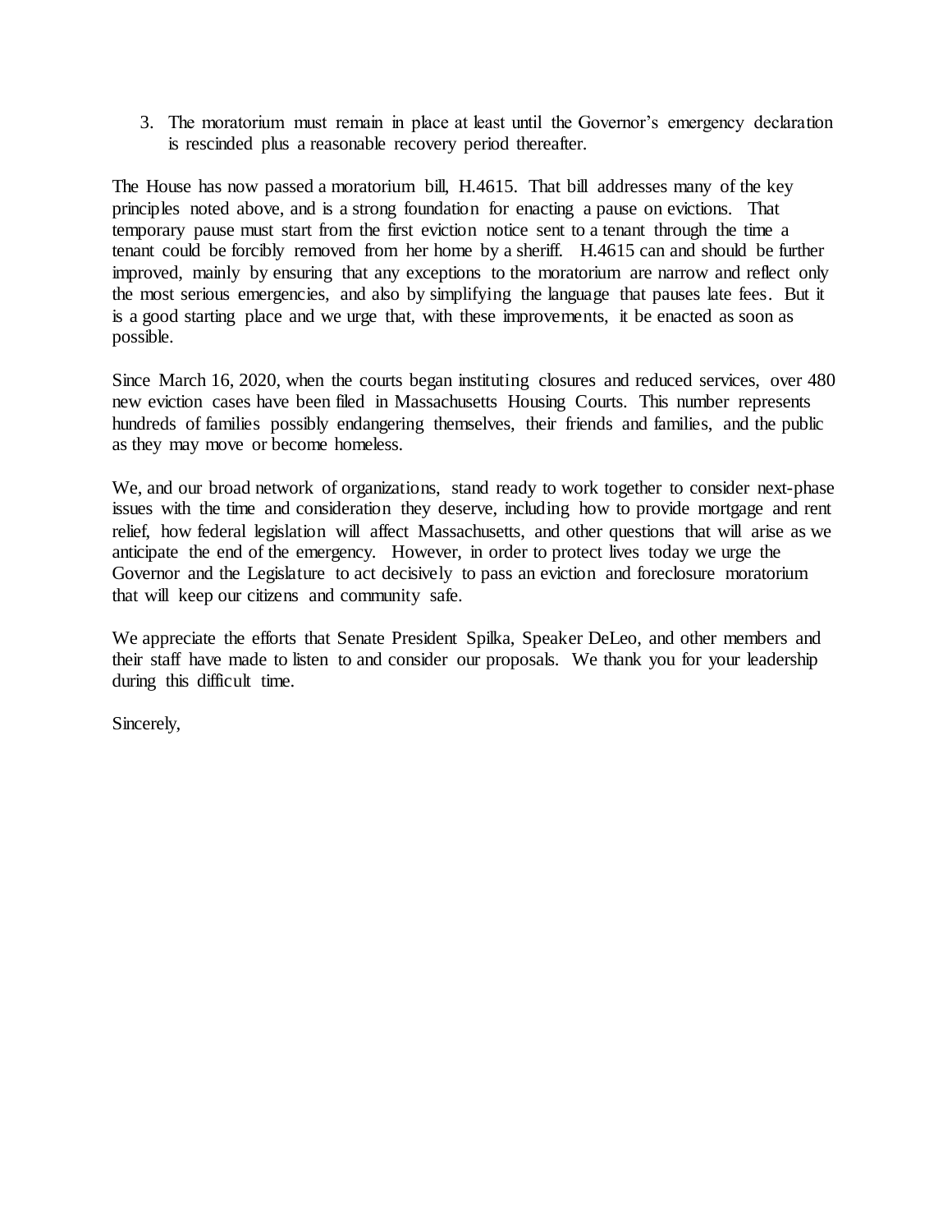3. The moratorium must remain in place at least until the Governor's emergency declaration is rescinded plus a reasonable recovery period thereafter.

The House has now passed a moratorium bill, H.4615. That bill addresses many of the key principles noted above, and is a strong foundation for enacting a pause on evictions. That temporary pause must start from the first eviction notice sent to a tenant through the time a tenant could be forcibly removed from her home by a sheriff. H.4615 can and should be further improved, mainly by ensuring that any exceptions to the moratorium are narrow and reflect only the most serious emergencies, and also by simplifying the language that pauses late fees. But it is a good starting place and we urge that, with these improvements, it be enacted as soon as possible.

Since March 16, 2020, when the courts began instituting closures and reduced services, over 480 new eviction cases have been filed in Massachusetts Housing Courts. This number represents hundreds of families possibly endangering themselves, their friends and families, and the public as they may move or become homeless.

We, and our broad network of organizations, stand ready to work together to consider next-phase issues with the time and consideration they deserve, including how to provide mortgage and rent relief, how federal legislation will affect Massachusetts, and other questions that will arise as we anticipate the end of the emergency. However, in order to protect lives today we urge the Governor and the Legislature to act decisively to pass an eviction and foreclosure moratorium that will keep our citizens and community safe.

We appreciate the efforts that Senate President Spilka, Speaker DeLeo, and other members and their staff have made to listen to and consider our proposals. We thank you for your leadership during this difficult time.

Sincerely,